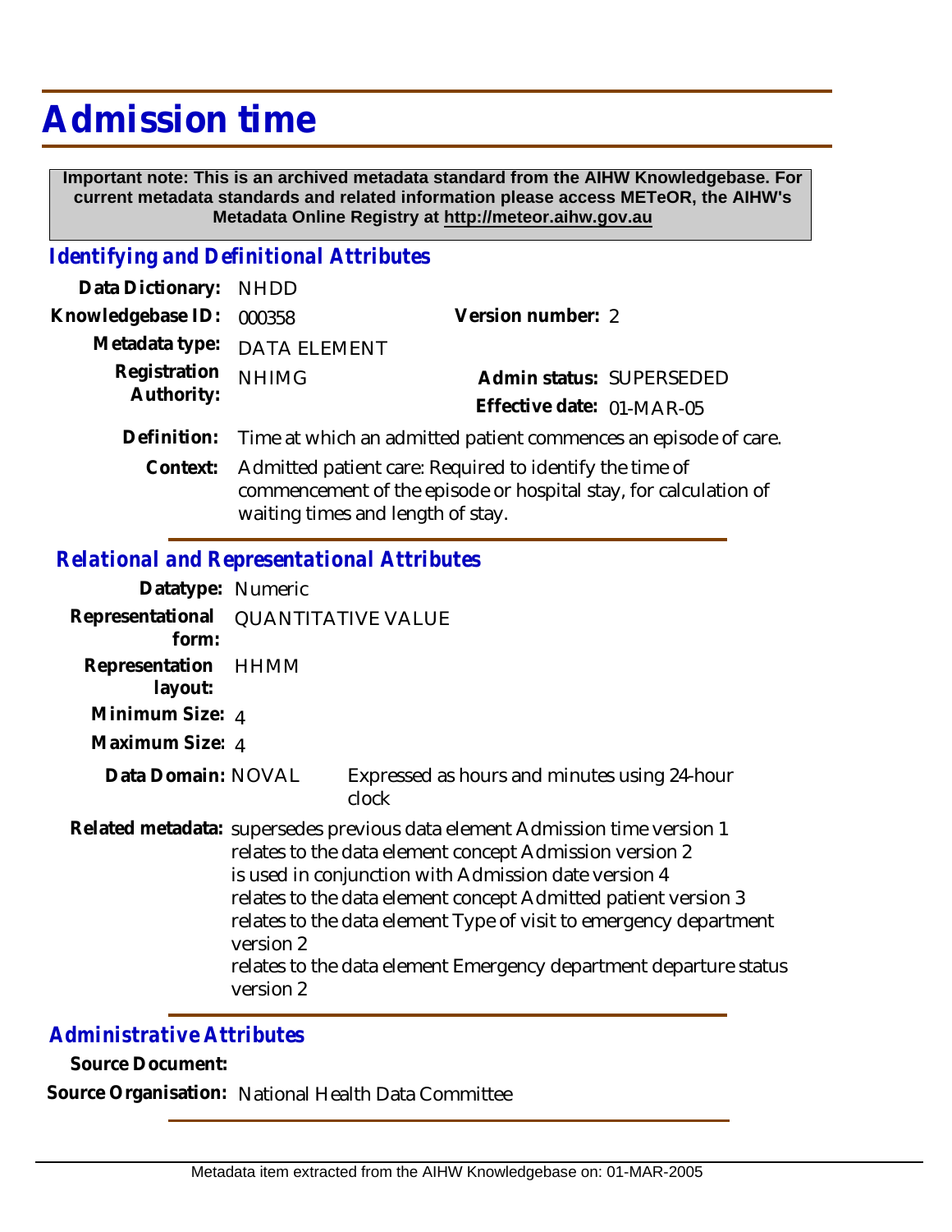# Admission time

**Important note: This is an archived metadata standard from the AIHW Knowledgebase. For current metadata standards and related information please access METeOR, the AIHW's Metadata Online Registry at http://meteor.aihw.gov.au**

## *Identifying and Definitional Attributes*

**Data Dictionary:** NHDD

**Knowledgebase ID:** 000358

**Version number:** 2

**Metadata type:** DATA ELEMENT

**Registration Authority:** NHIMG

**Admin status:** SUPERSEDED

**Effective date:** 01-MAR-05

**Definition:** Time at which an admitted patient commences an episode of care.

**Context:** Admitted patient care: Required to identify the time of commencement of the episode or hospital stay, for calculation of waiting times and length of stay.

## *Relational and Representational Attributes*

**Datatype:** Numeric

**Representational form:** QUANTITATIVE VALUE

**Representation layout:** HHMM

**Minimum Size:** 4

**Maximum Size:** 4

**Data Domain:** NOVAL — Expressed as hours and minutes using 24-hour clock

**Related metadata:** supersedes previous data element Admission time version 1
relates to the data element concept Admission version 2
is used in conjunction with Admission date version 4
relates to the data element concept Admitted patient version 3
relates to the data element Type of visit to emergency department version 2
relates to the data element Emergency department departure status version 2

## *Administrative Attributes*

**Source Document:**

**Source Organisation:** National Health Data Committee

Metadata item extracted from the AIHW Knowledgebase on: 01-MAR-2005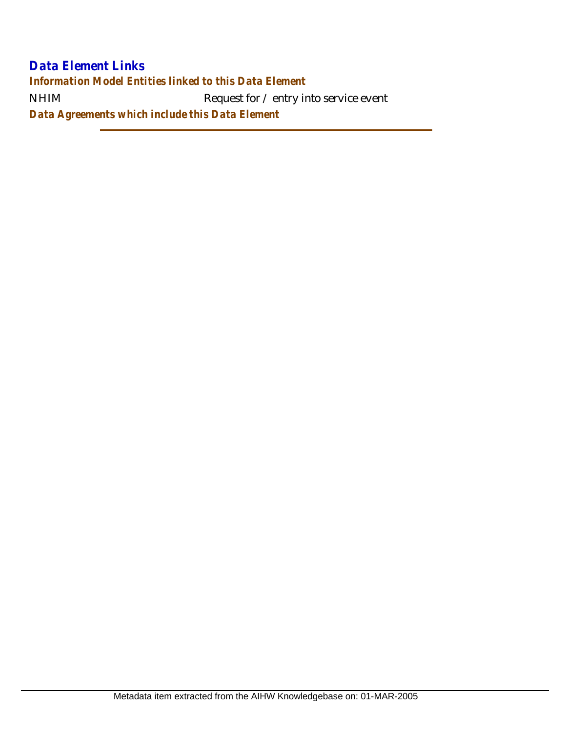## Data Element Links

### *Information Model Entities linked to this Data Element*

NHIM Request for / entry into service event

### *Data Agreements which include this Data Element*